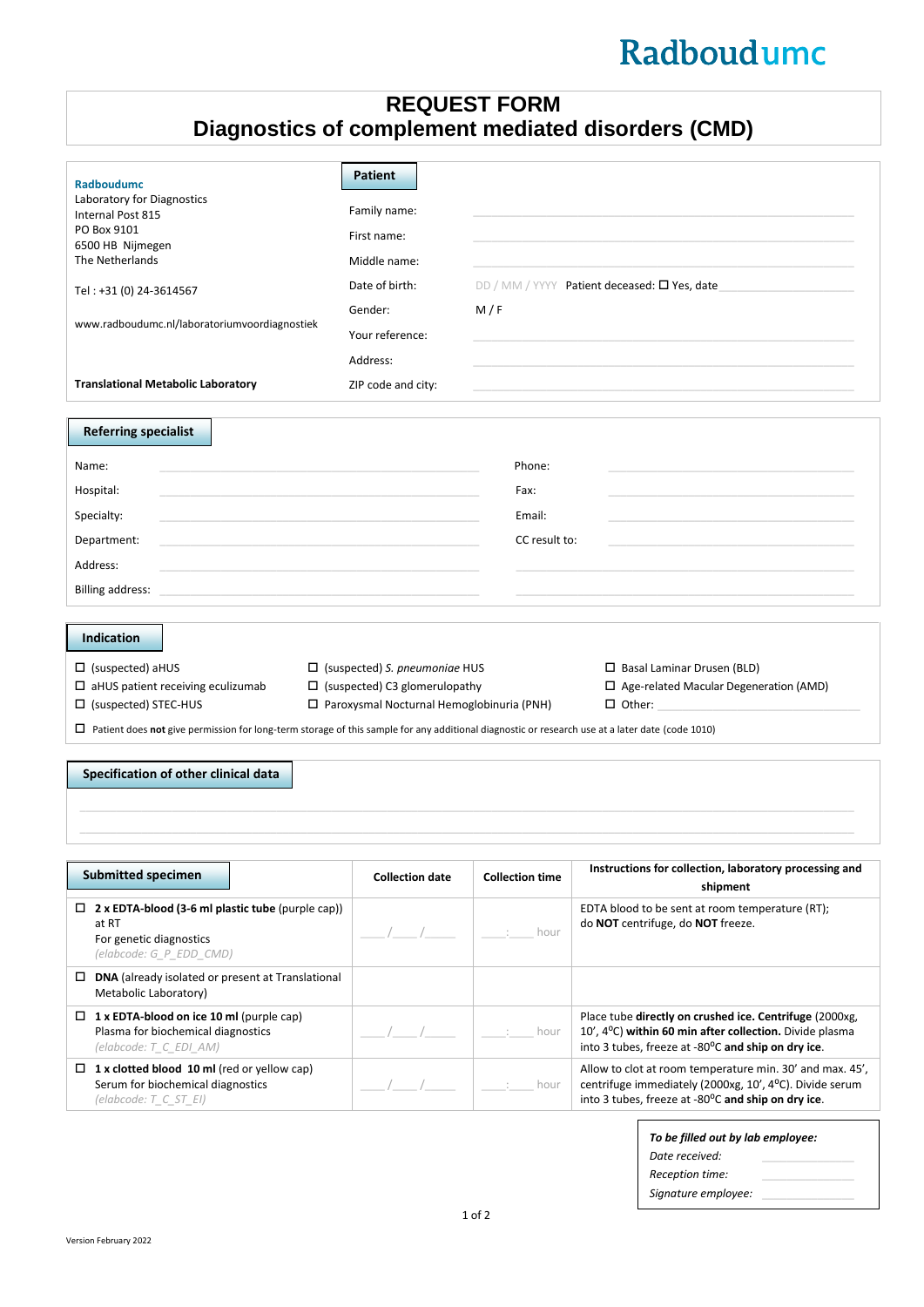Radboudumc

# REQUEST FORM
# Diagnostics of complement mediated disorders (CMD)

**Radboudumc**
Laboratory for Diagnostics
Internal Post 815
PO Box 9101
6500 HB Nijmegen
The Netherlands

Tel : +31 (0) 24-3614567

www.radboudumc.nl/laboratoriumvoordiagnostiek

**Translational Metabolic Laboratory**

## Patient

Family name: \_\_\_\_\_\_\_\_\_\_\_\_\_\_\_\_

First name: \_\_\_\_\_\_\_\_\_\_\_\_\_\_\_\_

Middle name: \_\_\_\_\_\_\_\_\_\_\_\_\_\_\_\_

Date of birth: DD / MM / YYYY Patient deceased: ☐ Yes, date \_\_\_\_\_\_\_\_

Gender: M / F

Your reference: \_\_\_\_\_\_\_\_\_\_\_\_\_\_\_\_

Address: \_\_\_\_\_\_\_\_\_\_\_\_\_\_\_\_

ZIP code and city: \_\_\_\_\_\_\_\_\_\_\_\_\_\_\_\_

## Referring specialist

Name: \_\_\_\_\_\_\_\_\_\_\_\_\_\_\_\_ Phone: \_\_\_\_\_\_\_\_\_\_\_\_\_\_\_\_

Hospital: \_\_\_\_\_\_\_\_\_\_\_\_\_\_\_\_ Fax: \_\_\_\_\_\_\_\_\_\_\_\_\_\_\_\_

Specialty: \_\_\_\_\_\_\_\_\_\_\_\_\_\_\_\_ Email: \_\_\_\_\_\_\_\_\_\_\_\_\_\_\_\_

Department: \_\_\_\_\_\_\_\_\_\_\_\_\_\_\_\_ CC result to: \_\_\_\_\_\_\_\_\_\_\_\_\_\_\_\_

Address: \_\_\_\_\_\_\_\_\_\_\_\_\_\_\_\_

Billing address: \_\_\_\_\_\_\_\_\_\_\_\_\_\_\_\_

## Indication

- ☐ (suspected) aHUS
- ☐ aHUS patient receiving eculizumab
- ☐ (suspected) STEC-HUS
- ☐ (suspected) *S. pneumoniae* HUS
- ☐ (suspected) C3 glomerulopathy
- ☐ Paroxysmal Nocturnal Hemoglobinuria (PNH)
- ☐ Basal Laminar Drusen (BLD)
- ☐ Age-related Macular Degeneration (AMD)
- ☐ Other: \_\_\_\_\_\_\_\_\_\_\_\_\_\_\_\_

☐ Patient does **not** give permission for long-term storage of this sample for any additional diagnostic or research use at a later date (code 1010)

## Specification of other clinical data

\_\_\_\_\_\_\_\_\_\_\_\_\_\_\_\_\_\_\_\_\_\_\_\_\_\_\_\_\_\_\_\_

\_\_\_\_\_\_\_\_\_\_\_\_\_\_\_\_\_\_\_\_\_\_\_\_\_\_\_\_\_\_\_\_

## Submitted specimen

| Submitted specimen | Collection date | Collection time | Instructions for collection, laboratory processing and shipment |
|---|---|---|---|
| ☐ **2 x EDTA-blood (3-6 ml plastic tube** (purple cap)) at RT<br>For genetic diagnostics<br>*(elabcode: G_P_EDD_CMD)* | \_\_\_/\_\_\_/\_\_\_\_ | \_\_\_:\_\_\_ hour | EDTA blood to be sent at room temperature (RT);<br>do **NOT** centrifuge, do **NOT** freeze. |
| ☐ **DNA** (already isolated or present at Translational Metabolic Laboratory) | | | |
| ☐ **1 x EDTA-blood on ice 10 ml** (purple cap)<br>Plasma for biochemical diagnostics<br>*(elabcode: T_C_EDI_AM)* | \_\_\_/\_\_\_/\_\_\_\_ | \_\_\_:\_\_\_ hour | Place tube **directly on crushed ice. Centrifuge** (2000xg, 10’, 4°C) **within 60 min after collection.** Divide plasma into 3 tubes, freeze at -80°C **and ship on dry ice**. |
| ☐ **1 x clotted blood 10 ml** (red or yellow cap)<br>Serum for biochemical diagnostics<br>*(elabcode: T_C_ST_EI)* | \_\_\_/\_\_\_/\_\_\_\_ | \_\_\_:\_\_\_ hour | Allow to clot at room temperature min. 30’ and max. 45’, centrifuge immediately (2000xg, 10’, 4°C). Divide serum into 3 tubes, freeze at -80°C **and ship on dry ice**. |

***To be filled out by lab employee:***

*Date received:* \_\_\_\_\_\_\_\_

*Reception time:* \_\_\_\_\_\_\_\_

*Signature employee:* \_\_\_\_\_\_\_\_

Version February 2022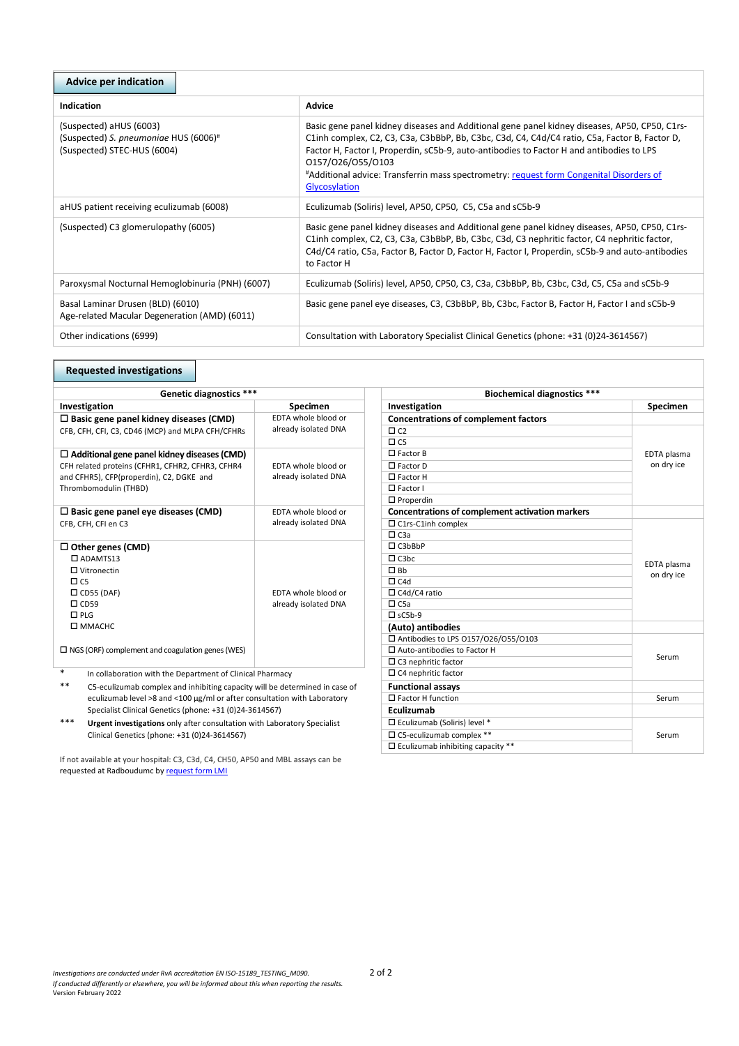## Advice per indication

| Indication | Advice |
|---|---|
| (Suspected) aHUS (6003)<br>(Suspected) *S. pneumoniae* HUS (6006)[#]<br>(Suspected) STEC-HUS (6004) | Basic gene panel kidney diseases and Additional gene panel kidney diseases, AP50, CP50, C1rs-C1inh complex, C2, C3, C3a, C3bBbP, Bb, C3bc, C3d, C4, C4d/C4 ratio, C5a, Factor B, Factor D, Factor H, Factor I, Properdin, sC5b-9, auto-antibodies to Factor H and antibodies to LPS O157/O26/O55/O103<br>[#]Additional advice: Transferrin mass spectrometry: request form Congenital Disorders of Glycosylation |
| aHUS patient receiving eculizumab (6008) | Eculizumab (Soliris) level, AP50, CP50, C5, C5a and sC5b-9 |
| (Suspected) C3 glomerulopathy (6005) | Basic gene panel kidney diseases and Additional gene panel kidney diseases, AP50, CP50, C1rs-C1inh complex, C2, C3, C3a, C3bBbP, Bb, C3bc, C3d, C3 nephritic factor, C4 nephritic factor, C4d/C4 ratio, C5a, Factor B, Factor D, Factor H, Factor I, Properdin, sC5b-9 and auto-antibodies to Factor H |
| Paroxysmal Nocturnal Hemoglobinuria (PNH) (6007) | Eculizumab (Soliris) level, AP50, CP50, C3, C3a, C3bBbP, Bb, C3bc, C3d, C5, C5a and sC5b-9 |
| Basal Laminar Drusen (BLD) (6010)<br>Age-related Macular Degeneration (AMD) (6011) | Basic gene panel eye diseases, C3, C3bBbP, Bb, C3bc, Factor B, Factor H, Factor I and sC5b-9 |
| Other indications (6999) | Consultation with Laboratory Specialist Clinical Genetics (phone: +31 (0)24-3614567) |

## Requested investigations

### Genetic diagnostics ***

| Investigation | Specimen |
|---|---|
| ☐ **Basic gene panel kidney diseases (CMD)**<br>CFB, CFH, CFI, C3, CD46 (MCP) and MLPA CFH/CFHRs | EDTA whole blood or already isolated DNA |
| ☐ **Additional gene panel kidney diseases (CMD)**<br>CFH related proteins (CFHR1, CFHR2, CFHR3, CFHR4 and CFHR5), CFP(properdin), C2, DGKE and Thrombomodulin (THBD) | EDTA whole blood or already isolated DNA |
| ☐ **Basic gene panel eye diseases (CMD)**<br>CFB, CFH, CFI en C3 | EDTA whole blood or already isolated DNA |
| ☐ **Other genes (CMD)**<br>☐ ADAMTS13<br>☐ Vitronectin<br>☐ C5<br>☐ CD55 (DAF)<br>☐ CD59<br>☐ PLG<br>☐ MMACHC<br><br>☐ NGS (ORF) complement and coagulation genes (WES) | EDTA whole blood or already isolated DNA |

\* In collaboration with the Department of Clinical Pharmacy

\** C5-eculizumab complex and inhibiting capacity will be determined in case of eculizumab level >8 and <100 µg/ml or after consultation with Laboratory Specialist Clinical Genetics (phone: +31 (0)24-3614567)

\*** **Urgent investigations** only after consultation with Laboratory Specialist Clinical Genetics (phone: +31 (0)24-3614567)

If not available at your hospital: C3, C3d, C4, CH50, AP50 and MBL assays can be requested at Radboudumc by request form LMI

### Biochemical diagnostics ***

| Investigation | Specimen |
|---|---|
| **Concentrations of complement factors** | |
| ☐ C2<br>☐ C5<br>☐ Factor B<br>☐ Factor D<br>☐ Factor H<br>☐ Factor I<br>☐ Properdin | EDTA plasma on dry ice |
| **Concentrations of complement activation markers** | |
| ☐ C1rs-C1inh complex<br>☐ C3a<br>☐ C3bBbP<br>☐ C3bc<br>☐ Bb<br>☐ C4d<br>☐ C4d/C4 ratio<br>☐ C5a<br>☐ sC5b-9 | EDTA plasma on dry ice |
| **(Auto) antibodies** | |
| ☐ Antibodies to LPS O157/O26/O55/O103<br>☐ Auto-antibodies to Factor H<br>☐ C3 nephritic factor<br>☐ C4 nephritic factor | Serum |
| **Functional assays** | |
| ☐ Factor H function | Serum |
| **Eculizumab** | |
| ☐ Eculizumab (Soliris) level *<br>☐ C5-eculizumab complex **<br>☐ Eculizumab inhibiting capacity ** | Serum |

*Investigations are conducted under RvA accreditation EN ISO-15189_TESTING_M090.*
*If conducted differently or elsewhere, you will be informed about this when reporting the results.*
Version February 2022